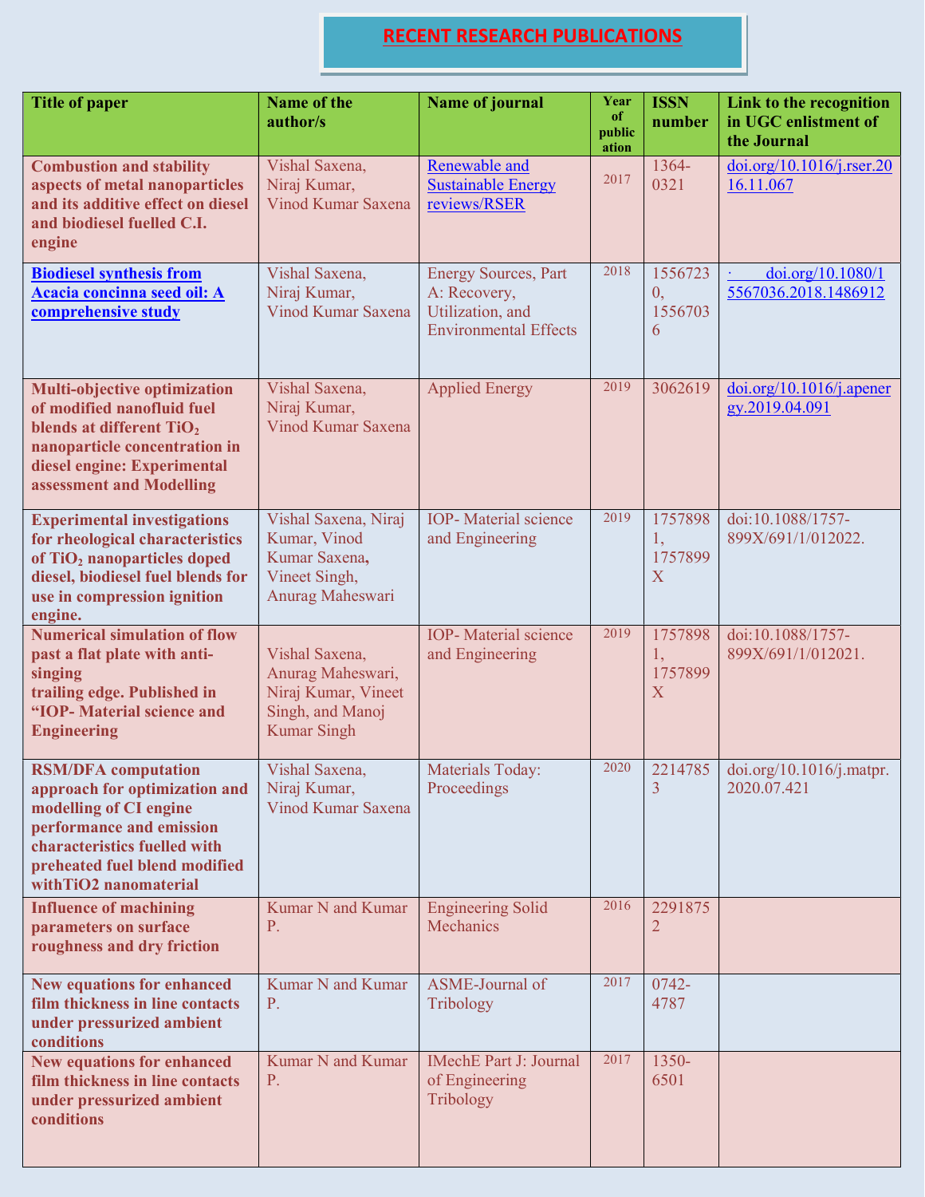# RECENT RESEARCH PUBLICATIONS

| Title of paper | Name of the author/s | Name of journal | Year of publication | ISSN number | Link to the recognition in UGC enlistment of the Journal |
|---|---|---|---|---|---|
| **Combustion and stability aspects of metal nanoparticles and its additive effect on diesel and biodiesel fuelled C.I. engine** | Vishal Saxena, Niraj Kumar, Vinod Kumar Saxena | Renewable and Sustainable Energy reviews/RSER | 2017 | 1364-0321 | doi.org/10.1016/j.rser.2016.11.067 |
| **Biodiesel synthesis from Acacia concinna seed oil: A comprehensive study** | Vishal Saxena, Niraj Kumar, Vinod Kumar Saxena | Energy Sources, Part A: Recovery, Utilization, and Environmental Effects | 2018 | 15567230, 15567036 | · doi.org/10.1080/15567036.2018.1486912 |
| **Multi-objective optimization of modified nanofluid fuel blends at different $TiO_2$ nanoparticle concentration in diesel engine: Experimental assessment and Modelling** | Vishal Saxena, Niraj Kumar, Vinod Kumar Saxena | Applied Energy | 2019 | 3062619 | doi.org/10.1016/j.apenergy.2019.04.091 |
| **Experimental investigations for rheological characteristics of $TiO_2$ nanoparticles doped diesel, biodiesel fuel blends for use in compression ignition engine.** | Vishal Saxena, Niraj Kumar, Vinod Kumar Saxena, Vineet Singh, Anurag Maheswari | IOP- Material science and Engineering | 2019 | 17578981, 1757899X | doi:10.1088/1757-899X/691/1/012022. |
| **Numerical simulation of flow past a flat plate with anti-singing trailing edge. Published in "IOP- Material science and Engineering** | Vishal Saxena, Anurag Maheswari, Niraj Kumar, Vineet Singh, and Manoj Kumar Singh | IOP- Material science and Engineering | 2019 | 17578981, 1757899X | doi:10.1088/1757-899X/691/1/012021. |
| **RSM/DFA computation approach for optimization and modelling of CI engine performance and emission characteristics fuelled with preheated fuel blend modified withTiO2 nanomaterial** | Vishal Saxena, Niraj Kumar, Vinod Kumar Saxena | Materials Today: Proceedings | 2020 | 22147853 | doi.org/10.1016/j.matpr.2020.07.421 |
| **Influence of machining parameters on surface roughness and dry friction** | Kumar N and Kumar P. | Engineering Solid Mechanics | 2016 | 22918752 | |
| **New equations for enhanced film thickness in line contacts under pressurized ambient conditions** | Kumar N and Kumar P. | ASME-Journal of Tribology | 2017 | 0742-4787 | |
| **New equations for enhanced film thickness in line contacts under pressurized ambient conditions** | Kumar N and Kumar P. | IMechE Part J: Journal of Engineering Tribology | 2017 | 1350-6501 | |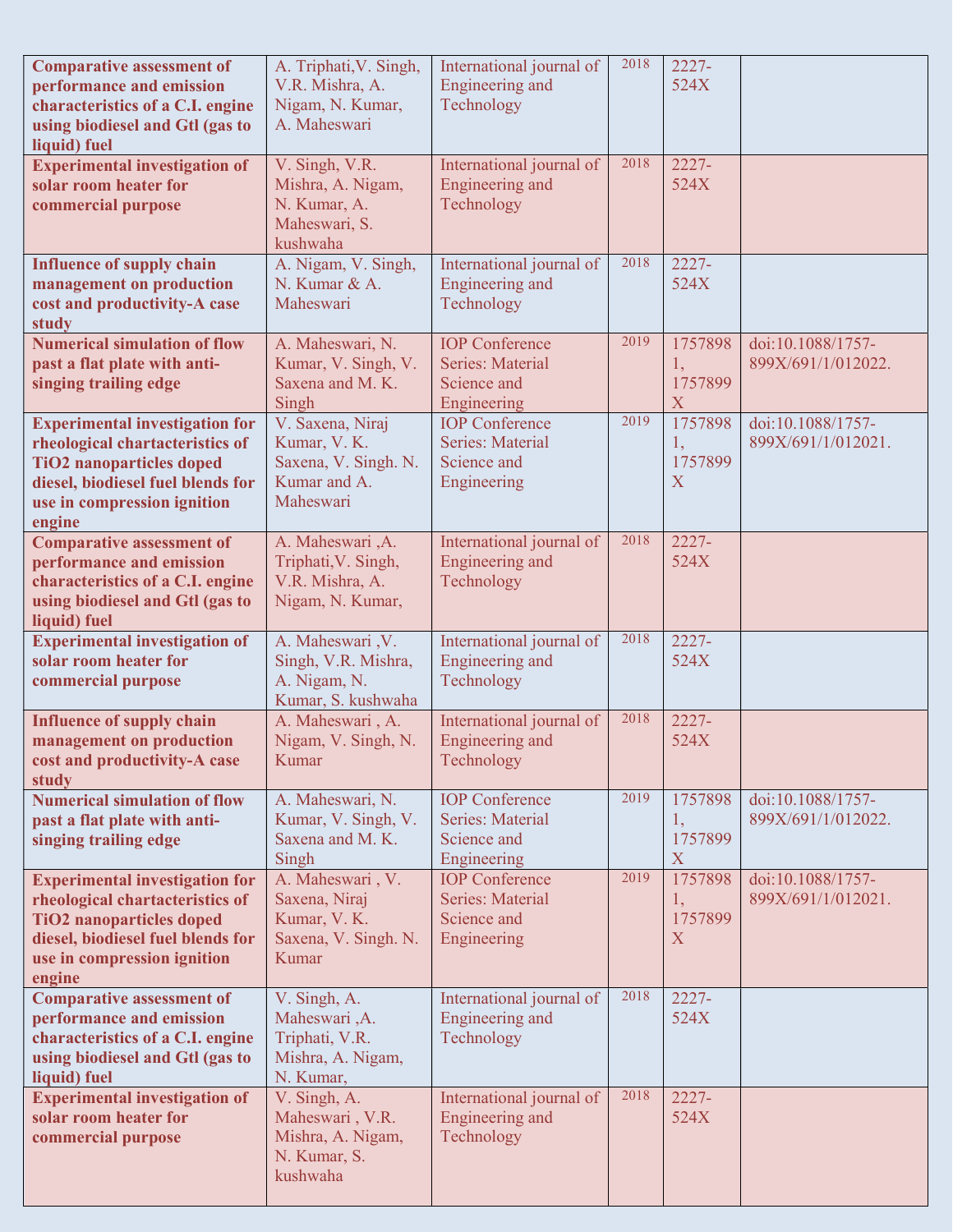| **Comparative assessment of performance and emission characteristics of a C.I. engine using biodiesel and Gtl (gas to liquid) fuel** | A. Triphati,V. Singh, V.R. Mishra, A. Nigam, N. Kumar, A. Maheswari | International journal of Engineering and Technology | 2018 | 2227-524X | |
|---|---|---|---|---|---|
| **Experimental investigation of solar room heater for commercial purpose** | V. Singh, V.R. Mishra, A. Nigam, N. Kumar, A. Maheswari, S. kushwaha | International journal of Engineering and Technology | 2018 | 2227-524X | |
| **Influence of supply chain management on production cost and productivity-A case study** | A. Nigam, V. Singh, N. Kumar & A. Maheswari | International journal of Engineering and Technology | 2018 | 2227-524X | |
| **Numerical simulation of flow past a flat plate with anti-singing trailing edge** | A. Maheswari, N. Kumar, V. Singh, V. Saxena and M. K. Singh | IOP Conference Series: Material Science and Engineering | 2019 | 17578981, 1757899X | doi:10.1088/1757-899X/691/1/012022. |
| **Experimental investigation for rheological chartacteristics of TiO2 nanoparticles doped diesel, biodiesel fuel blends for use in compression ignition engine** | V. Saxena, Niraj Kumar, V. K. Saxena, V. Singh. N. Kumar and A. Maheswari | IOP Conference Series: Material Science and Engineering | 2019 | 17578981, 1757899X | doi:10.1088/1757-899X/691/1/012021. |
| **Comparative assessment of performance and emission characteristics of a C.I. engine using biodiesel and Gtl (gas to liquid) fuel** | A. Maheswari ,A. Triphati,V. Singh, V.R. Mishra, A. Nigam, N. Kumar, | International journal of Engineering and Technology | 2018 | 2227-524X | |
| **Experimental investigation of solar room heater for commercial purpose** | A. Maheswari ,V. Singh, V.R. Mishra, A. Nigam, N. Kumar, S. kushwaha | International journal of Engineering and Technology | 2018 | 2227-524X | |
| **Influence of supply chain management on production cost and productivity-A case study** | A. Maheswari , A. Nigam, V. Singh, N. Kumar | International journal of Engineering and Technology | 2018 | 2227-524X | |
| **Numerical simulation of flow past a flat plate with anti-singing trailing edge** | A. Maheswari, N. Kumar, V. Singh, V. Saxena and M. K. Singh | IOP Conference Series: Material Science and Engineering | 2019 | 17578981, 1757899X | doi:10.1088/1757-899X/691/1/012022. |
| **Experimental investigation for rheological chartacteristics of TiO2 nanoparticles doped diesel, biodiesel fuel blends for use in compression ignition engine** | A. Maheswari , V. Saxena, Niraj Kumar, V. K. Saxena, V. Singh. N. Kumar | IOP Conference Series: Material Science and Engineering | 2019 | 17578981, 1757899X | doi:10.1088/1757-899X/691/1/012021. |
| **Comparative assessment of performance and emission characteristics of a C.I. engine using biodiesel and Gtl (gas to liquid) fuel** | V. Singh, A. Maheswari ,A. Triphati, V.R. Mishra, A. Nigam, N. Kumar, | International journal of Engineering and Technology | 2018 | 2227-524X | |
| **Experimental investigation of solar room heater for commercial purpose** | V. Singh, A. Maheswari , V.R. Mishra, A. Nigam, N. Kumar, S. kushwaha | International journal of Engineering and Technology | 2018 | 2227-524X | |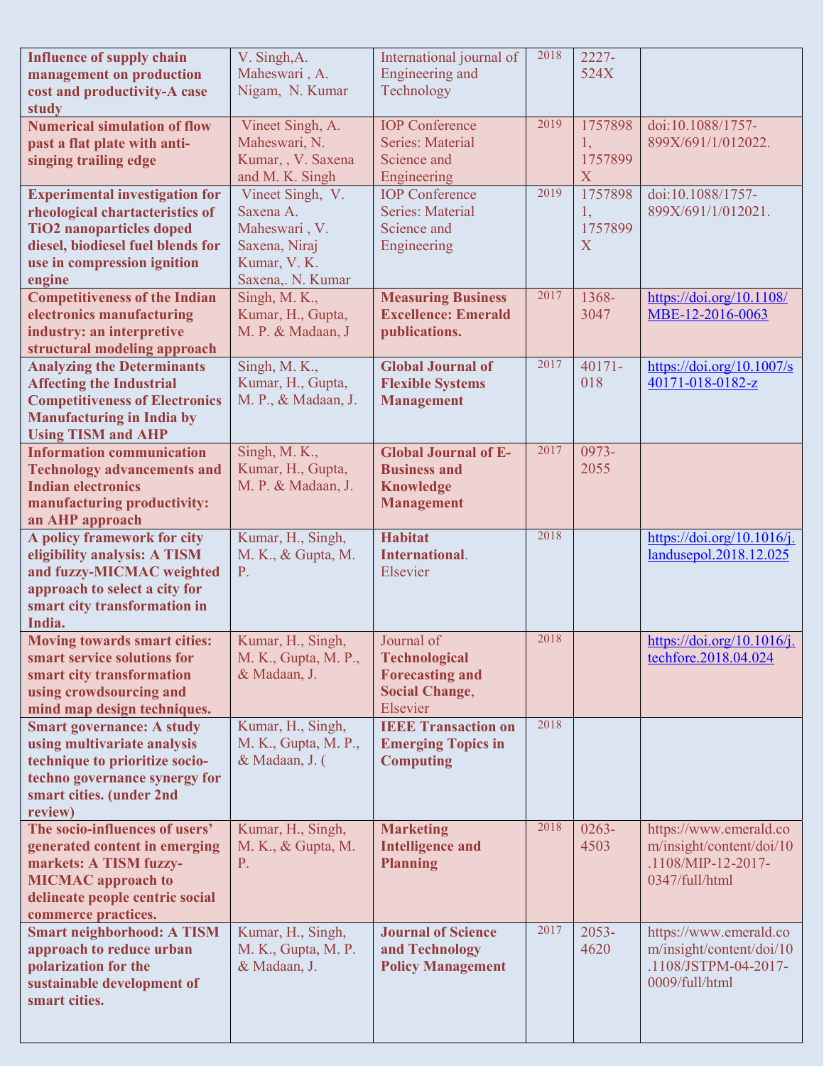| | | | | | |
|---|---|---|---|---|---|
| **Influence of supply chain management on production cost and productivity-A case study** | V. Singh,A. Maheswari , A. Nigam, N. Kumar | International journal of Engineering and Technology | 2018 | 2227-524X | |
| **Numerical simulation of flow past a flat plate with anti-singing trailing edge** | Vineet Singh, A. Maheswari, N. Kumar, , V. Saxena and M. K. Singh | IOP Conference Series: Material Science and Engineering | 2019 | 17578981, 1757899X | doi:10.1088/1757-899X/691/1/012022. |
| **Experimental investigation for rheological chartacteristics of TiO2 nanoparticles doped diesel, biodiesel fuel blends for use in compression ignition engine** | Vineet Singh, V. Saxena A. Maheswari , V. Saxena, Niraj Kumar, V. K. Saxena,. N. Kumar | IOP Conference Series: Material Science and Engineering | 2019 | 17578981, 1757899X | doi:10.1088/1757-899X/691/1/012021. |
| **Competitiveness of the Indian electronics manufacturing industry: an interpretive structural modeling approach** | Singh, M. K., Kumar, H., Gupta, M. P. & Madaan, J | **Measuring Business Excellence: Emerald publications.** | 2017 | 1368-3047 | https://doi.org/10.1108/MBE-12-2016-0063 |
| **Analyzing the Determinants Affecting the Industrial Competitiveness of Electronics Manufacturing in India by Using TISM and AHP** | Singh, M. K., Kumar, H., Gupta, M. P., & Madaan, J. | **Global Journal of Flexible Systems Management** | 2017 | 40171-018 | https://doi.org/10.1007/s40171-018-0182-z |
| **Information communication Technology advancements and Indian electronics manufacturing productivity: an AHP approach** | Singh, M. K., Kumar, H., Gupta, M. P. & Madaan, J. | **Global Journal of E-Business and Knowledge Management** | 2017 | 0973-2055 | |
| **A policy framework for city eligibility analysis: A TISM and fuzzy-MICMAC weighted approach to select a city for smart city transformation in India.** | Kumar, H., Singh, M. K., & Gupta, M. P. | **Habitat International**. Elsevier | 2018 | | https://doi.org/10.1016/j.landusepol.2018.12.025 |
| **Moving towards smart cities: smart service solutions for smart city transformation using crowdsourcing and mind map design techniques.** | Kumar, H., Singh, M. K., Gupta, M. P., & Madaan, J. | Journal of **Technological Forecasting and Social Change**, Elsevier | 2018 | | https://doi.org/10.1016/j.techfore.2018.04.024 |
| **Smart governance: A study using multivariate analysis technique to prioritize socio-techno governance synergy for smart cities. (under 2nd review)** | Kumar, H., Singh, M. K., Gupta, M. P., & Madaan, J. ( | **IEEE Transaction on Emerging Topics in Computing** | 2018 | | |
| **The socio-influences of users' generated content in emerging markets: A TISM fuzzy-MICMAC approach to delineate people centric social commerce practices.** | Kumar, H., Singh, M. K., & Gupta, M. P. | **Marketing Intelligence and Planning** | 2018 | 0263-4503 | https://www.emerald.com/insight/content/doi/10.1108/MIP-12-2017-0347/full/html |
| **Smart neighborhood: A TISM approach to reduce urban polarization for the sustainable development of smart cities.** | Kumar, H., Singh, M. K., Gupta, M. P. & Madaan, J. | **Journal of Science and Technology Policy Management** | 2017 | 2053-4620 | https://www.emerald.com/insight/content/doi/10.1108/JSTPM-04-2017-0009/full/html |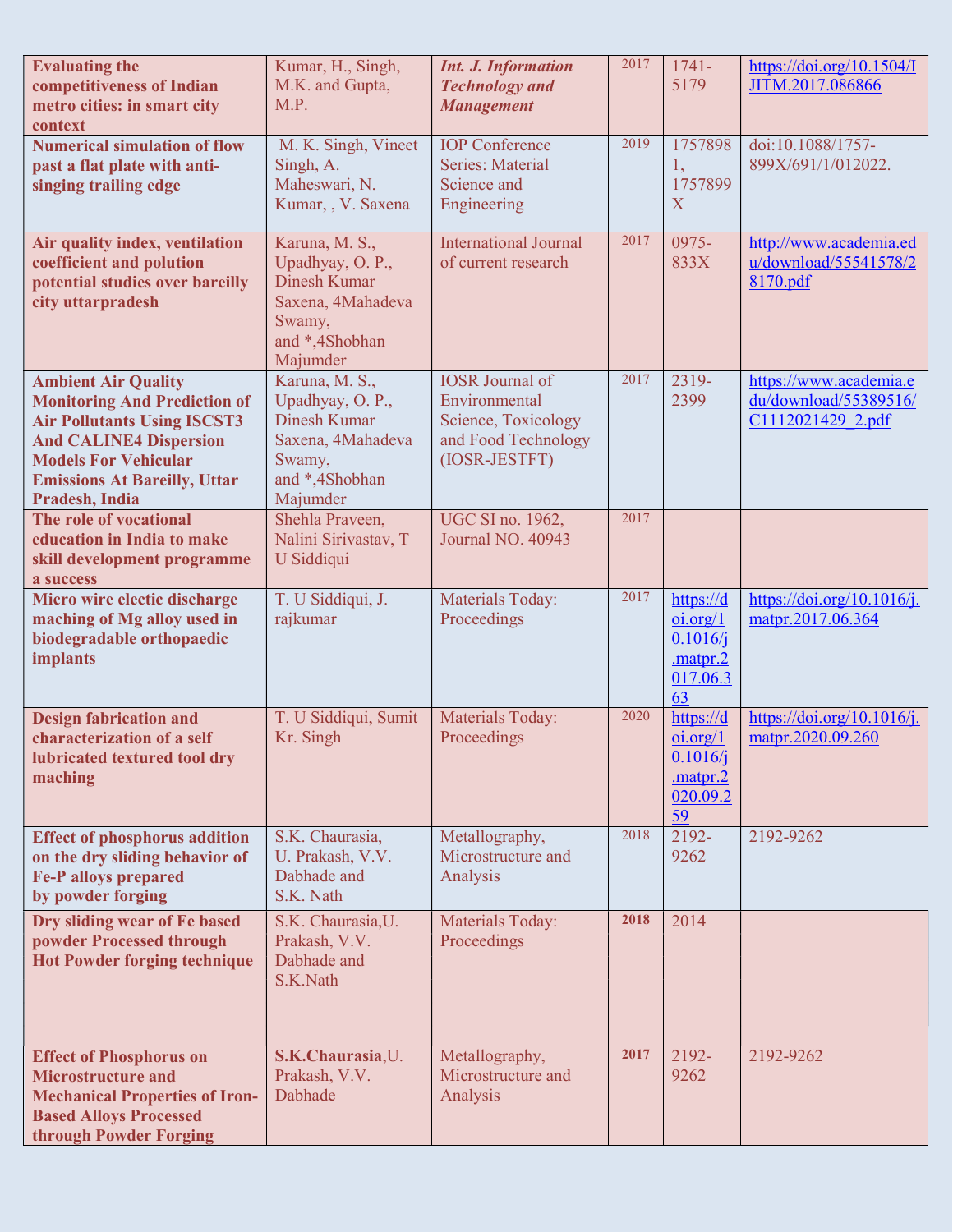| | | | | | |
|---|---|---|---|---|---|
| **Evaluating the competitiveness of Indian metro cities: in smart city context** | Kumar, H., Singh, M.K. and Gupta, M.P. | ***Int. J. Information Technology and Management*** | 2017 | 1741-5179 | https://doi.org/10.1504/IJITM.2017.086866 |
| **Numerical simulation of flow past a flat plate with anti-singing trailing edge** | M. K. Singh, Vineet Singh, A. Maheswari, N. Kumar, , V. Saxena | IOP Conference Series: Material Science and Engineering | 2019 | 17578981, 1757899X | doi:10.1088/1757-899X/691/1/012022. |
| **Air quality index, ventilation coefficient and polution potential studies over bareilly city uttarpradesh** | Karuna, M. S., Upadhyay, O. P., Dinesh Kumar Saxena, 4Mahadeva Swamy, and *,4Shobhan Majumder | International Journal of current research | 2017 | 0975-833X | http://www.academia.edu/download/55541578/28170.pdf |
| **Ambient Air Quality Monitoring And Prediction of Air Pollutants Using ISCST3 And CALINE4 Dispersion Models For Vehicular Emissions At Bareilly, Uttar Pradesh, India** | Karuna, M. S., Upadhyay, O. P., Dinesh Kumar Saxena, 4Mahadeva Swamy, and *,4Shobhan Majumder | IOSR Journal of Environmental Science, Toxicology and Food Technology (IOSR-JESTFT) | 2017 | 2319-2399 | https://www.academia.edu/download/55389516/C1112021429_2.pdf |
| **The role of vocational education in India to make skill development programme a success** | Shehla Praveen, Nalini Sirivastav, T U Siddiqui | UGC SI no. 1962, Journal NO. 40943 | 2017 | | |
| **Micro wire electic discharge maching of Mg alloy used in biodegradable orthopaedic implants** | T. U Siddiqui, J. rajkumar | Materials Today: Proceedings | 2017 | https://doi.org/10.1016/j.matpr.2017.06.363 | https://doi.org/10.1016/j.matpr.2017.06.364 |
| **Design fabrication and characterization of a self lubricated textured tool dry maching** | T. U Siddiqui, Sumit Kr. Singh | Materials Today: Proceedings | 2020 | https://doi.org/10.1016/j.matpr.2020.09.259 | https://doi.org/10.1016/j.matpr.2020.09.260 |
| **Effect of phosphorus addition on the dry sliding behavior of Fe-P alloys prepared by powder forging** | S.K. Chaurasia, U. Prakash, V.V. Dabhade and S.K. Nath | Metallography, Microstructure and Analysis | 2018 | 2192-9262 | 2192-9262 |
| **Dry sliding wear of Fe based powder Processed through Hot Powder forging technique** | S.K. Chaurasia,U. Prakash, V.V. Dabhade and S.K.Nath | Materials Today: Proceedings | **2018** | 2014 | |
| **Effect of Phosphorus on Microstructure and Mechanical Properties of Iron-Based Alloys Processed through Powder Forging** | **S.K.Chaurasia**,U. Prakash, V.V. Dabhade | Metallography, Microstructure and Analysis | **2017** | 2192-9262 | 2192-9262 |